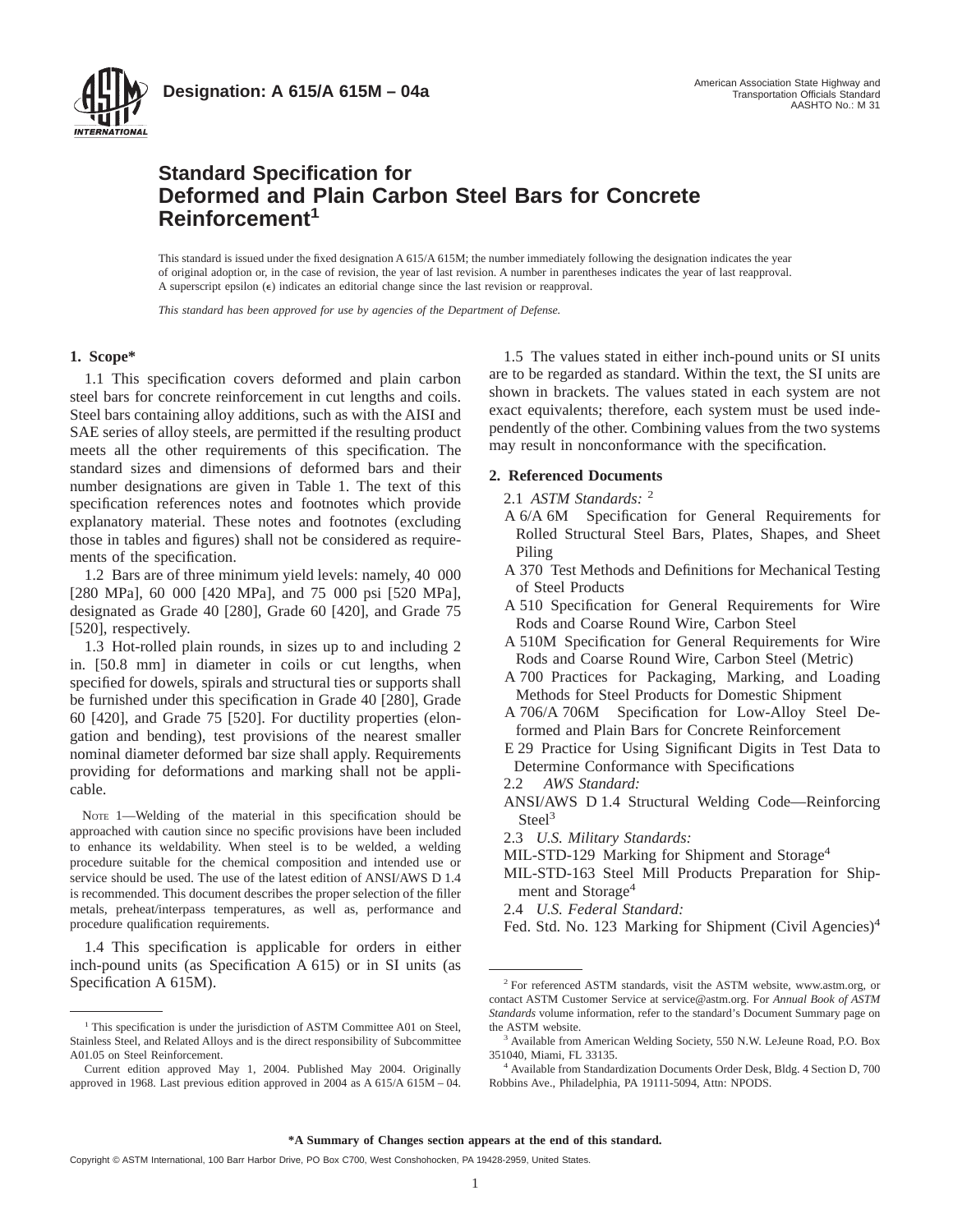**Designation: A 615/A 615M – 04a**

American Association State Highway and Transportation Officials Standard
AASHTO No.: M 31

# Standard Specification for Deformed and Plain Carbon Steel Bars for Concrete Reinforcement[1]

This standard is issued under the fixed designation A 615/A 615M; the number immediately following the designation indicates the year of original adoption or, in the case of revision, the year of last revision. A number in parentheses indicates the year of last reapproval. A superscript epsilon (ε) indicates an editorial change since the last revision or reapproval.

*This standard has been approved for use by agencies of the Department of Defense.*

## 1. Scope*

1.1 This specification covers deformed and plain carbon steel bars for concrete reinforcement in cut lengths and coils. Steel bars containing alloy additions, such as with the AISI and SAE series of alloy steels, are permitted if the resulting product meets all the other requirements of this specification. The standard sizes and dimensions of deformed bars and their number designations are given in Table 1. The text of this specification references notes and footnotes which provide explanatory material. These notes and footnotes (excluding those in tables and figures) shall not be considered as requirements of the specification.

1.2 Bars are of three minimum yield levels: namely, 40 000 [280 MPa], 60 000 [420 MPa], and 75 000 psi [520 MPa], designated as Grade 40 [280], Grade 60 [420], and Grade 75 [520], respectively.

1.3 Hot-rolled plain rounds, in sizes up to and including 2 in. [50.8 mm] in diameter in coils or cut lengths, when specified for dowels, spirals and structural ties or supports shall be furnished under this specification in Grade 40 [280], Grade 60 [420], and Grade 75 [520]. For ductility properties (elongation and bending), test provisions of the nearest smaller nominal diameter deformed bar size shall apply. Requirements providing for deformations and marking shall not be applicable.

NOTE 1—Welding of the material in this specification should be approached with caution since no specific provisions have been included to enhance its weldability. When steel is to be welded, a welding procedure suitable for the chemical composition and intended use or service should be used. The use of the latest edition of ANSI/AWS D 1.4 is recommended. This document describes the proper selection of the filler metals, preheat/interpass temperatures, as well as, performance and procedure qualification requirements.

1.4 This specification is applicable for orders in either inch-pound units (as Specification A 615) or in SI units (as Specification A 615M).

1.5 The values stated in either inch-pound units or SI units are to be regarded as standard. Within the text, the SI units are shown in brackets. The values stated in each system are not exact equivalents; therefore, each system must be used independently of the other. Combining values from the two systems may result in nonconformance with the specification.

## 2. Referenced Documents

2.1 *ASTM Standards:* [2]

A 6/A 6M Specification for General Requirements for Rolled Structural Steel Bars, Plates, Shapes, and Sheet Piling

A 370 Test Methods and Definitions for Mechanical Testing of Steel Products

A 510 Specification for General Requirements for Wire Rods and Coarse Round Wire, Carbon Steel

A 510M Specification for General Requirements for Wire Rods and Coarse Round Wire, Carbon Steel (Metric)

A 700 Practices for Packaging, Marking, and Loading Methods for Steel Products for Domestic Shipment

A 706/A 706M Specification for Low-Alloy Steel Deformed and Plain Bars for Concrete Reinforcement

E 29 Practice for Using Significant Digits in Test Data to Determine Conformance with Specifications

2.2 *AWS Standard:*

ANSI/AWS D 1.4 Structural Welding Code—Reinforcing Steel[3]

2.3 *U.S. Military Standards:*

MIL-STD-129 Marking for Shipment and Storage[4]

MIL-STD-163 Steel Mill Products Preparation for Shipment and Storage[4]

2.4 *U.S. Federal Standard:*

Fed. Std. No. 123 Marking for Shipment (Civil Agencies)[4]

---

[1] This specification is under the jurisdiction of ASTM Committee A01 on Steel, Stainless Steel, and Related Alloys and is the direct responsibility of Subcommittee A01.05 on Steel Reinforcement.

Current edition approved May 1, 2004. Published May 2004. Originally approved in 1968. Last previous edition approved in 2004 as A 615/A 615M – 04.

[2] For referenced ASTM standards, visit the ASTM website, www.astm.org, or contact ASTM Customer Service at service@astm.org. For *Annual Book of ASTM Standards* volume information, refer to the standard's Document Summary page on the ASTM website.

[3] Available from American Welding Society, 550 N.W. LeJeune Road, P.O. Box 351040, Miami, FL 33135.

[4] Available from Standardization Documents Order Desk, Bldg. 4 Section D, 700 Robbins Ave., Philadelphia, PA 19111-5094, Attn: NPODS.

**\*A Summary of Changes section appears at the end of this standard.**

Copyright © ASTM International, 100 Barr Harbor Drive, PO Box C700, West Conshohocken, PA 19428-2959, United States.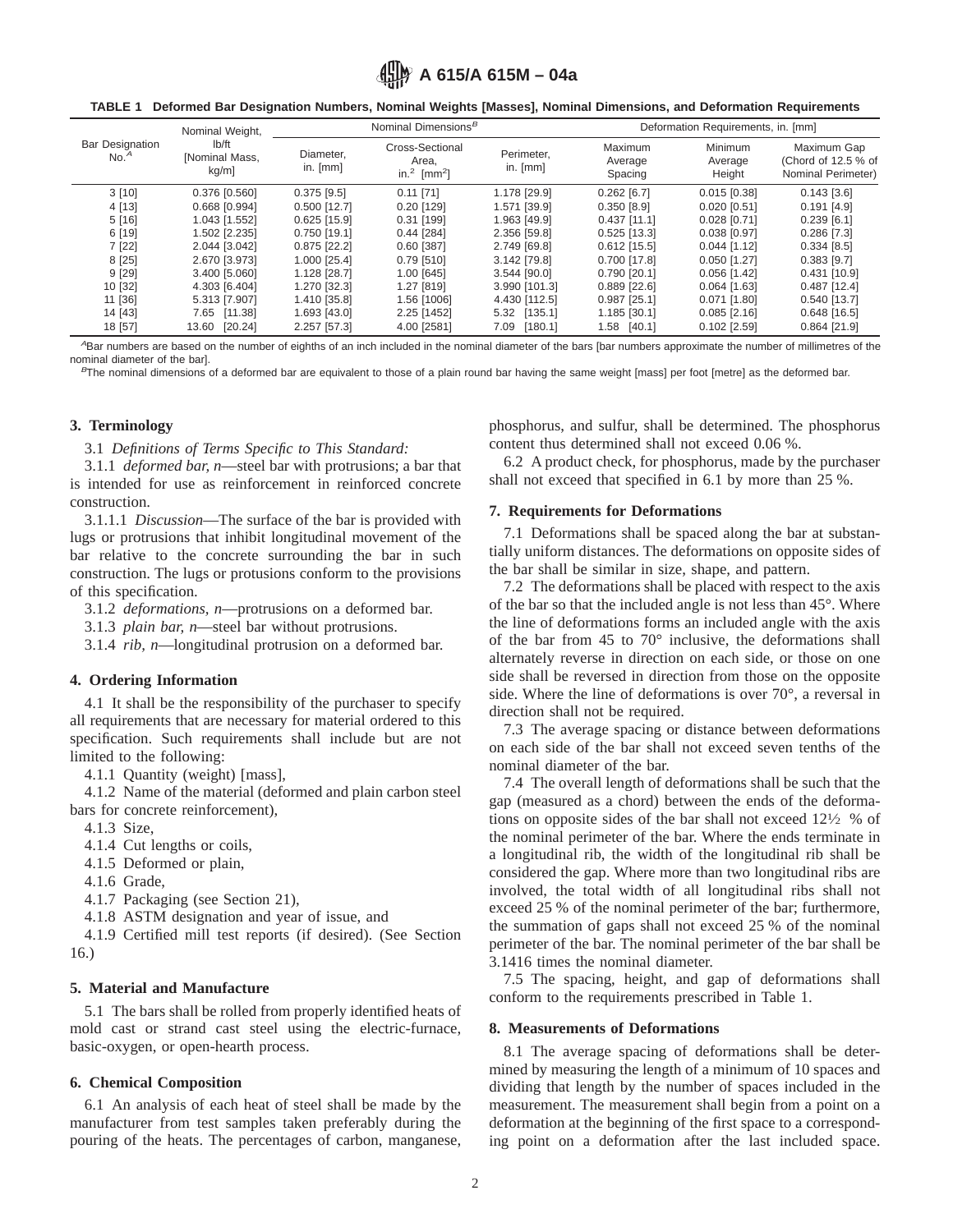**TABLE 1 Deformed Bar Designation Numbers, Nominal Weights [Masses], Nominal Dimensions, and Deformation Requirements**

| Bar Designation No.[A] | Nominal Weight, lb/ft [Nominal Mass, kg/m] | Nominal Dimensions[B] | | | Deformation Requirements, in. [mm] | | |
|---|---|---|---|---|---|---|---|
| | | Diameter, in. [mm] | Cross-Sectional Area, in.$^2$ [mm$^2$] | Perimeter, in. [mm] | Maximum Average Spacing | Minimum Average Height | Maximum Gap (Chord of 12.5 % of Nominal Perimeter) |
| 3 [10] | 0.376 [0.560] | 0.375 [9.5] | 0.11 [71] | 1.178 [29.9] | 0.262 [6.7] | 0.015 [0.38] | 0.143 [3.6] |
| 4 [13] | 0.668 [0.994] | 0.500 [12.7] | 0.20 [129] | 1.571 [39.9] | 0.350 [8.9] | 0.020 [0.51] | 0.191 [4.9] |
| 5 [16] | 1.043 [1.552] | 0.625 [15.9] | 0.31 [199] | 1.963 [49.9] | 0.437 [11.1] | 0.028 [0.71] | 0.239 [6.1] |
| 6 [19] | 1.502 [2.235] | 0.750 [19.1] | 0.44 [284] | 2.356 [59.8] | 0.525 [13.3] | 0.038 [0.97] | 0.286 [7.3] |
| 7 [22] | 2.044 [3.042] | 0.875 [22.2] | 0.60 [387] | 2.749 [69.8] | 0.612 [15.5] | 0.044 [1.12] | 0.334 [8.5] |
| 8 [25] | 2.670 [3.973] | 1.000 [25.4] | 0.79 [510] | 3.142 [79.8] | 0.700 [17.8] | 0.050 [1.27] | 0.383 [9.7] |
| 9 [29] | 3.400 [5.060] | 1.128 [28.7] | 1.00 [645] | 3.544 [90.0] | 0.790 [20.1] | 0.056 [1.42] | 0.431 [10.9] |
| 10 [32] | 4.303 [6.404] | 1.270 [32.3] | 1.27 [819] | 3.990 [101.3] | 0.889 [22.6] | 0.064 [1.63] | 0.487 [12.4] |
| 11 [36] | 5.313 [7.907] | 1.410 [35.8] | 1.56 [1006] | 4.430 [112.5] | 0.987 [25.1] | 0.071 [1.80] | 0.540 [13.7] |
| 14 [43] | 7.65 [11.38] | 1.693 [43.0] | 2.25 [1452] | 5.32 [135.1] | 1.185 [30.1] | 0.085 [2.16] | 0.648 [16.5] |
| 18 [57] | 13.60 [20.24] | 2.257 [57.3] | 4.00 [2581] | 7.09 [180.1] | 1.58 [40.1] | 0.102 [2.59] | 0.864 [21.9] |

[A] Bar numbers are based on the number of eighths of an inch included in the nominal diameter of the bars [bar numbers approximate the number of millimetres of the nominal diameter of the bar].

[B] The nominal dimensions of a deformed bar are equivalent to those of a plain round bar having the same weight [mass] per foot [metre] as the deformed bar.

## 3. Terminology

3.1 *Definitions of Terms Specific to This Standard:*

3.1.1 *deformed bar, n*—steel bar with protrusions; a bar that is intended for use as reinforcement in reinforced concrete construction.

3.1.1.1 *Discussion*—The surface of the bar is provided with lugs or protrusions that inhibit longitudinal movement of the bar relative to the concrete surrounding the bar in such construction. The lugs or protusions conform to the provisions of this specification.

3.1.2 *deformations, n*—protrusions on a deformed bar.

3.1.3 *plain bar, n*—steel bar without protrusions.

3.1.4 *rib, n*—longitudinal protrusion on a deformed bar.

## 4. Ordering Information

4.1 It shall be the responsibility of the purchaser to specify all requirements that are necessary for material ordered to this specification. Such requirements shall include but are not limited to the following:

4.1.1 Quantity (weight) [mass],

4.1.2 Name of the material (deformed and plain carbon steel bars for concrete reinforcement),

4.1.3 Size,

4.1.4 Cut lengths or coils,

4.1.5 Deformed or plain,

4.1.6 Grade,

4.1.7 Packaging (see Section 21),

4.1.8 ASTM designation and year of issue, and

4.1.9 Certified mill test reports (if desired). (See Section 16.)

## 5. Material and Manufacture

5.1 The bars shall be rolled from properly identified heats of mold cast or strand cast steel using the electric-furnace, basic-oxygen, or open-hearth process.

## 6. Chemical Composition

6.1 An analysis of each heat of steel shall be made by the manufacturer from test samples taken preferably during the pouring of the heats. The percentages of carbon, manganese, phosphorus, and sulfur, shall be determined. The phosphorus content thus determined shall not exceed 0.06 %.

6.2 A product check, for phosphorus, made by the purchaser shall not exceed that specified in 6.1 by more than 25 %.

## 7. Requirements for Deformations

7.1 Deformations shall be spaced along the bar at substantially uniform distances. The deformations on opposite sides of the bar shall be similar in size, shape, and pattern.

7.2 The deformations shall be placed with respect to the axis of the bar so that the included angle is not less than 45°. Where the line of deformations forms an included angle with the axis of the bar from 45 to 70° inclusive, the deformations shall alternately reverse in direction on each side, or those on one side shall be reversed in direction from those on the opposite side. Where the line of deformations is over 70°, a reversal in direction shall not be required.

7.3 The average spacing or distance between deformations on each side of the bar shall not exceed seven tenths of the nominal diameter of the bar.

7.4 The overall length of deformations shall be such that the gap (measured as a chord) between the ends of the deformations on opposite sides of the bar shall not exceed 12½ % of the nominal perimeter of the bar. Where the ends terminate in a longitudinal rib, the width of the longitudinal rib shall be considered the gap. Where more than two longitudinal ribs are involved, the total width of all longitudinal ribs shall not exceed 25 % of the nominal perimeter of the bar; furthermore, the summation of gaps shall not exceed 25 % of the nominal perimeter of the bar. The nominal perimeter of the bar shall be 3.1416 times the nominal diameter.

7.5 The spacing, height, and gap of deformations shall conform to the requirements prescribed in Table 1.

## 8. Measurements of Deformations

8.1 The average spacing of deformations shall be determined by measuring the length of a minimum of 10 spaces and dividing that length by the number of spaces included in the measurement. The measurement shall begin from a point on a deformation at the beginning of the first space to a corresponding point on a deformation after the last included space.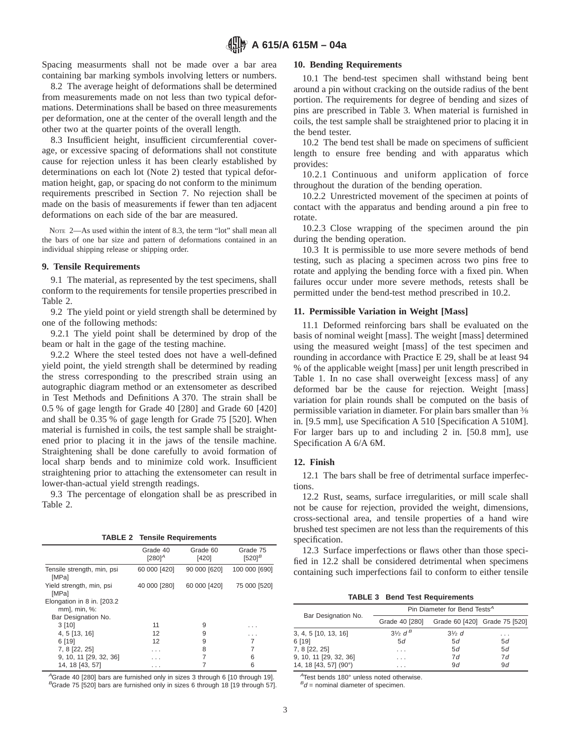Spacing measurments shall not be made over a bar area containing bar marking symbols involving letters or numbers.

8.2 The average height of deformations shall be determined from measurements made on not less than two typical deformations. Determinations shall be based on three measurements per deformation, one at the center of the overall length and the other two at the quarter points of the overall length.

8.3 Insufficient height, insufficient circumferential coverage, or excessive spacing of deformations shall not constitute cause for rejection unless it has been clearly established by determinations on each lot (Note 2) tested that typical deformation height, gap, or spacing do not conform to the minimum requirements prescribed in Section 7. No rejection shall be made on the basis of measurements if fewer than ten adjacent deformations on each side of the bar are measured.

NOTE 2—As used within the intent of 8.3, the term "lot" shall mean all the bars of one bar size and pattern of deformations contained in an individual shipping release or shipping order.

### 9. Tensile Requirements

9.1 The material, as represented by the test specimens, shall conform to the requirements for tensile properties prescribed in Table 2.

9.2 The yield point or yield strength shall be determined by one of the following methods:

9.2.1 The yield point shall be determined by drop of the beam or halt in the gage of the testing machine.

9.2.2 Where the steel tested does not have a well-defined yield point, the yield strength shall be determined by reading the stress corresponding to the prescribed strain using an autographic diagram method or an extensometer as described in Test Methods and Definitions A 370. The strain shall be 0.5 % of gage length for Grade 40 [280] and Grade 60 [420] and shall be 0.35 % of gage length for Grade 75 [520]. When material is furnished in coils, the test sample shall be straightened prior to placing it in the jaws of the tensile machine. Straightening shall be done carefully to avoid formation of local sharp bends and to minimize cold work. Insufficient straightening prior to attaching the extensometer can result in lower-than-actual yield strength readings.

9.3 The percentage of elongation shall be as prescribed in Table 2.

**TABLE 2 Tensile Requirements**

| | Grade 40 [280][A] | Grade 60 [420] | Grade 75 [520][B] |
|---|---|---|---|
| Tensile strength, min, psi [MPa] | 60 000 [420] | 90 000 [620] | 100 000 [690] |
| Yield strength, min, psi [MPa] | 40 000 [280] | 60 000 [420] | 75 000 [520] |
| Elongation in 8 in. [203.2 mm], min, %: | | | |
| Bar Designation No. | | | |
| 3 [10] | 11 | 9 | . . . |
| 4, 5 [13, 16] | 12 | 9 | . . . |
| 6 [19] | 12 | 9 | 7 |
| 7, 8 [22, 25] | . . . | 8 | 7 |
| 9, 10, 11 [29, 32, 36] | . . . | 7 | 6 |
| 14, 18 [43, 57] | . . . | 7 | 6 |

[A]Grade 40 [280] bars are furnished only in sizes 3 through 6 [10 through 19].
[B]Grade 75 [520] bars are furnished only in sizes 6 through 18 [19 through 57].

### 10. Bending Requirements

10.1 The bend-test specimen shall withstand being bent around a pin without cracking on the outside radius of the bent portion. The requirements for degree of bending and sizes of pins are prescribed in Table 3. When material is furnished in coils, the test sample shall be straightened prior to placing it in the bend tester.

10.2 The bend test shall be made on specimens of sufficient length to ensure free bending and with apparatus which provides:

10.2.1 Continuous and uniform application of force throughout the duration of the bending operation.

10.2.2 Unrestricted movement of the specimen at points of contact with the apparatus and bending around a pin free to rotate.

10.2.3 Close wrapping of the specimen around the pin during the bending operation.

10.3 It is permissible to use more severe methods of bend testing, such as placing a specimen across two pins free to rotate and applying the bending force with a fixed pin. When failures occur under more severe methods, retests shall be permitted under the bend-test method prescribed in 10.2.

### 11. Permissible Variation in Weight [Mass]

11.1 Deformed reinforcing bars shall be evaluated on the basis of nominal weight [mass]. The weight [mass] determined using the measured weight [mass] of the test specimen and rounding in accordance with Practice E 29, shall be at least 94 % of the applicable weight [mass] per unit length prescribed in Table 1. In no case shall overweight [excess mass] of any deformed bar be the cause for rejection. Weight [mass] variation for plain rounds shall be computed on the basis of permissible variation in diameter. For plain bars smaller than ⅜ in. [9.5 mm], use Specification A 510 [Specification A 510M]. For larger bars up to and including 2 in. [50.8 mm], use Specification A 6/A 6M.

### 12. Finish

12.1 The bars shall be free of detrimental surface imperfections.

12.2 Rust, seams, surface irregularities, or mill scale shall not be cause for rejection, provided the weight, dimensions, cross-sectional area, and tensile properties of a hand wire brushed test specimen are not less than the requirements of this specification.

12.3 Surface imperfections or flaws other than those specified in 12.2 shall be considered detrimental when specimens containing such imperfections fail to conform to either tensile

**TABLE 3 Bend Test Requirements**

| Bar Designation No. | Pin Diameter for Bend Tests[A] | | |
|---|---|---|---|
| | Grade 40 [280] | Grade 60 [420] | Grade 75 [520] |
| 3, 4, 5 [10, 13, 16] | 3½ $d$[B] | 3½ $d$ | . . . |
| 6 [19] | 5$d$ | 5$d$ | 5$d$ |
| 7, 8 [22, 25] | . . . | 5$d$ | 5$d$ |
| 9, 10, 11 [29, 32, 36] | . . . | 7$d$ | 7$d$ |
| 14, 18 [43, 57] (90°) | . . . | 9$d$ | 9$d$ |

[A]Test bends 180° unless noted otherwise.
[B]$d$ = nominal diameter of specimen.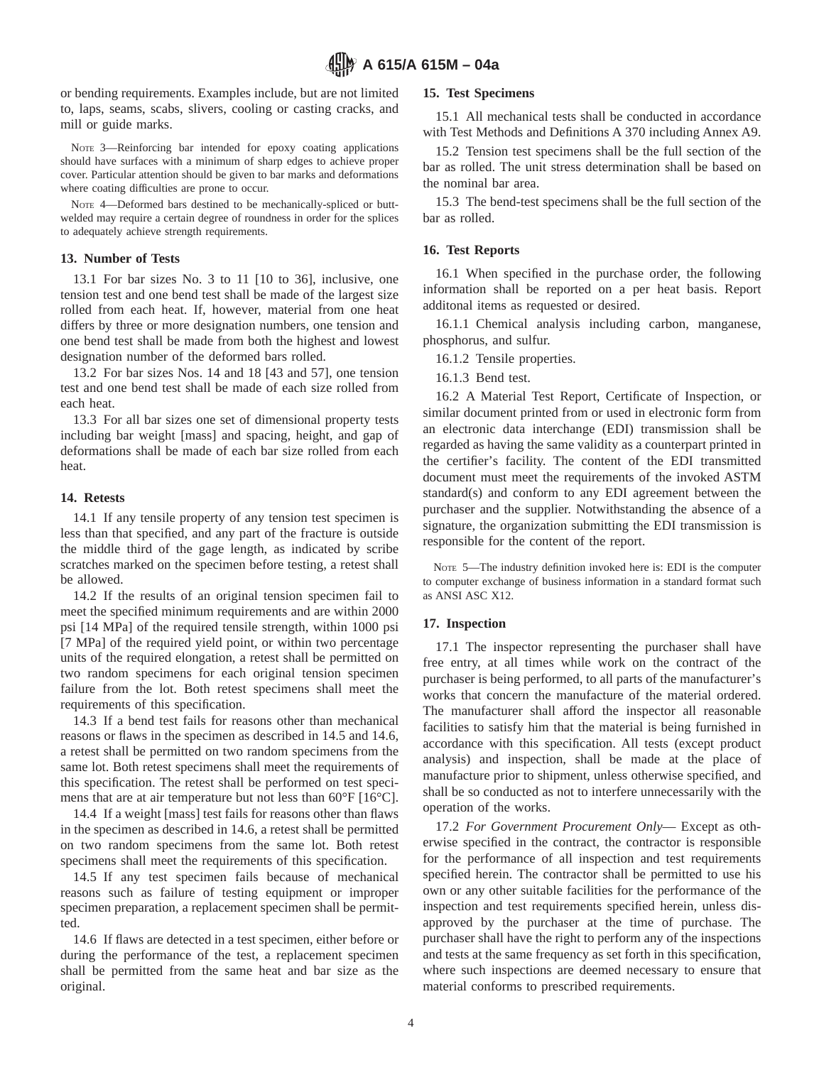or bending requirements. Examples include, but are not limited to, laps, seams, scabs, slivers, cooling or casting cracks, and mill or guide marks.

NOTE 3—Reinforcing bar intended for epoxy coating applications should have surfaces with a minimum of sharp edges to achieve proper cover. Particular attention should be given to bar marks and deformations where coating difficulties are prone to occur.

NOTE 4—Deformed bars destined to be mechanically-spliced or butt-welded may require a certain degree of roundness in order for the splices to adequately achieve strength requirements.

### 13. Number of Tests

13.1 For bar sizes No. 3 to 11 [10 to 36], inclusive, one tension test and one bend test shall be made of the largest size rolled from each heat. If, however, material from one heat differs by three or more designation numbers, one tension and one bend test shall be made from both the highest and lowest designation number of the deformed bars rolled.

13.2 For bar sizes Nos. 14 and 18 [43 and 57], one tension test and one bend test shall be made of each size rolled from each heat.

13.3 For all bar sizes one set of dimensional property tests including bar weight [mass] and spacing, height, and gap of deformations shall be made of each bar size rolled from each heat.

### 14. Retests

14.1 If any tensile property of any tension test specimen is less than that specified, and any part of the fracture is outside the middle third of the gage length, as indicated by scribe scratches marked on the specimen before testing, a retest shall be allowed.

14.2 If the results of an original tension specimen fail to meet the specified minimum requirements and are within 2000 psi [14 MPa] of the required tensile strength, within 1000 psi [7 MPa] of the required yield point, or within two percentage units of the required elongation, a retest shall be permitted on two random specimens for each original tension specimen failure from the lot. Both retest specimens shall meet the requirements of this specification.

14.3 If a bend test fails for reasons other than mechanical reasons or flaws in the specimen as described in 14.5 and 14.6, a retest shall be permitted on two random specimens from the same lot. Both retest specimens shall meet the requirements of this specification. The retest shall be performed on test specimens that are at air temperature but not less than 60°F [16°C].

14.4 If a weight [mass] test fails for reasons other than flaws in the specimen as described in 14.6, a retest shall be permitted on two random specimens from the same lot. Both retest specimens shall meet the requirements of this specification.

14.5 If any test specimen fails because of mechanical reasons such as failure of testing equipment or improper specimen preparation, a replacement specimen shall be permitted.

14.6 If flaws are detected in a test specimen, either before or during the performance of the test, a replacement specimen shall be permitted from the same heat and bar size as the original.

### 15. Test Specimens

15.1 All mechanical tests shall be conducted in accordance with Test Methods and Definitions A 370 including Annex A9.

15.2 Tension test specimens shall be the full section of the bar as rolled. The unit stress determination shall be based on the nominal bar area.

15.3 The bend-test specimens shall be the full section of the bar as rolled.

### 16. Test Reports

16.1 When specified in the purchase order, the following information shall be reported on a per heat basis. Report additonal items as requested or desired.

16.1.1 Chemical analysis including carbon, manganese, phosphorus, and sulfur.

16.1.2 Tensile properties.

16.1.3 Bend test.

16.2 A Material Test Report, Certificate of Inspection, or similar document printed from or used in electronic form from an electronic data interchange (EDI) transmission shall be regarded as having the same validity as a counterpart printed in the certifier's facility. The content of the EDI transmitted document must meet the requirements of the invoked ASTM standard(s) and conform to any EDI agreement between the purchaser and the supplier. Notwithstanding the absence of a signature, the organization submitting the EDI transmission is responsible for the content of the report.

NOTE 5—The industry definition invoked here is: EDI is the computer to computer exchange of business information in a standard format such as ANSI ASC X12.

### 17. Inspection

17.1 The inspector representing the purchaser shall have free entry, at all times while work on the contract of the purchaser is being performed, to all parts of the manufacturer's works that concern the manufacture of the material ordered. The manufacturer shall afford the inspector all reasonable facilities to satisfy him that the material is being furnished in accordance with this specification. All tests (except product analysis) and inspection, shall be made at the place of manufacture prior to shipment, unless otherwise specified, and shall be so conducted as not to interfere unnecessarily with the operation of the works.

17.2 *For Government Procurement Only*— Except as otherwise specified in the contract, the contractor is responsible for the performance of all inspection and test requirements specified herein. The contractor shall be permitted to use his own or any other suitable facilities for the performance of the inspection and test requirements specified herein, unless disapproved by the purchaser at the time of purchase. The purchaser shall have the right to perform any of the inspections and tests at the same frequency as set forth in this specification, where such inspections are deemed necessary to ensure that material conforms to prescribed requirements.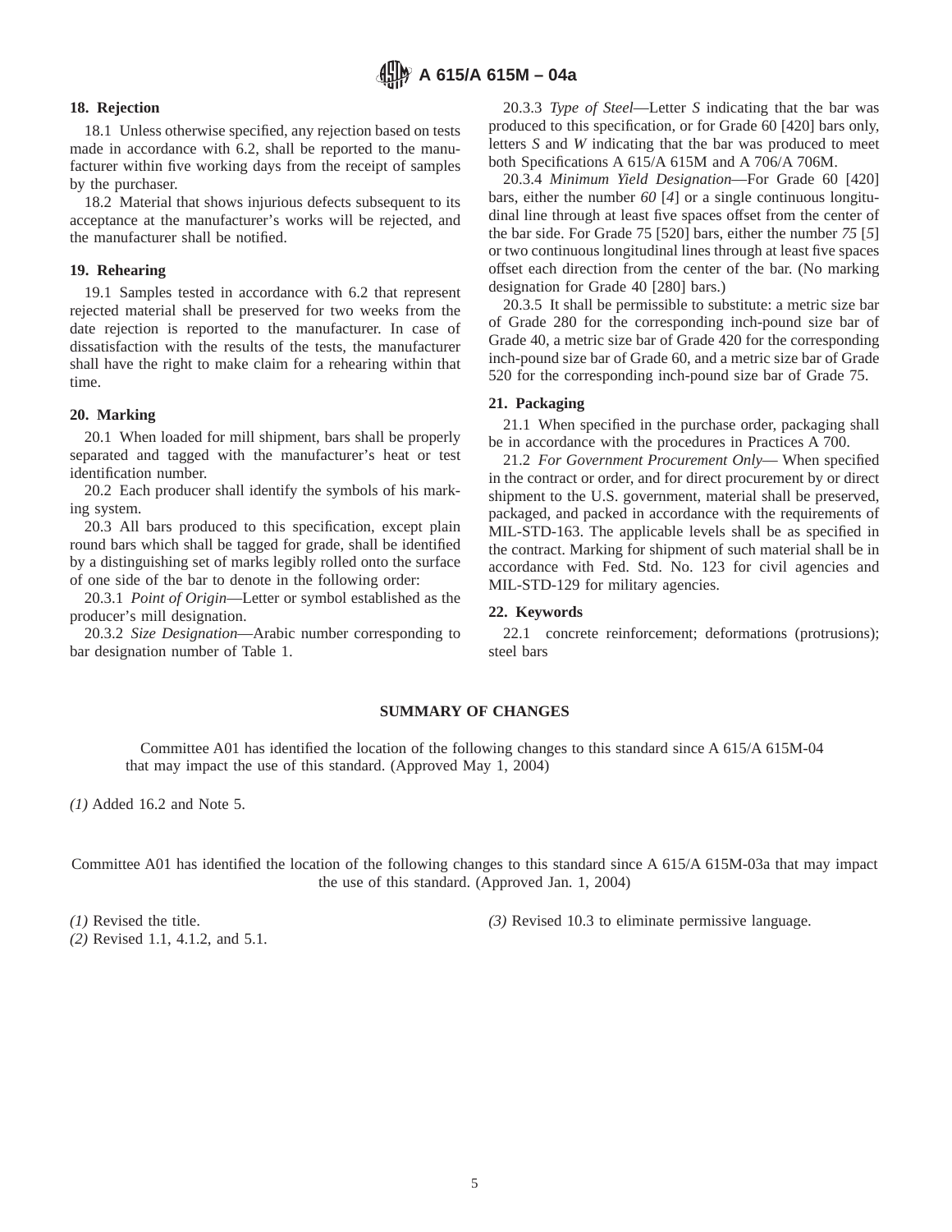## 18. Rejection

18.1 Unless otherwise specified, any rejection based on tests made in accordance with 6.2, shall be reported to the manufacturer within five working days from the receipt of samples by the purchaser.

18.2 Material that shows injurious defects subsequent to its acceptance at the manufacturer's works will be rejected, and the manufacturer shall be notified.

## 19. Rehearing

19.1 Samples tested in accordance with 6.2 that represent rejected material shall be preserved for two weeks from the date rejection is reported to the manufacturer. In case of dissatisfaction with the results of the tests, the manufacturer shall have the right to make claim for a rehearing within that time.

## 20. Marking

20.1 When loaded for mill shipment, bars shall be properly separated and tagged with the manufacturer's heat or test identification number.

20.2 Each producer shall identify the symbols of his marking system.

20.3 All bars produced to this specification, except plain round bars which shall be tagged for grade, shall be identified by a distinguishing set of marks legibly rolled onto the surface of one side of the bar to denote in the following order:

20.3.1 *Point of Origin*—Letter or symbol established as the producer's mill designation.

20.3.2 *Size Designation*—Arabic number corresponding to bar designation number of Table 1.

20.3.3 *Type of Steel*—Letter *S* indicating that the bar was produced to this specification, or for Grade 60 [420] bars only, letters *S* and *W* indicating that the bar was produced to meet both Specifications A 615/A 615M and A 706/A 706M.

20.3.4 *Minimum Yield Designation*—For Grade 60 [420] bars, either the number *60* [*4*] or a single continuous longitudinal line through at least five spaces offset from the center of the bar side. For Grade 75 [520] bars, either the number *75* [*5*] or two continuous longitudinal lines through at least five spaces offset each direction from the center of the bar. (No marking designation for Grade 40 [280] bars.)

20.3.5 It shall be permissible to substitute: a metric size bar of Grade 280 for the corresponding inch-pound size bar of Grade 40, a metric size bar of Grade 420 for the corresponding inch-pound size bar of Grade 60, and a metric size bar of Grade 520 for the corresponding inch-pound size bar of Grade 75.

## 21. Packaging

21.1 When specified in the purchase order, packaging shall be in accordance with the procedures in Practices A 700.

21.2 *For Government Procurement Only*— When specified in the contract or order, and for direct procurement by or direct shipment to the U.S. government, material shall be preserved, packaged, and packed in accordance with the requirements of MIL-STD-163. The applicable levels shall be as specified in the contract. Marking for shipment of such material shall be in accordance with Fed. Std. No. 123 for civil agencies and MIL-STD-129 for military agencies.

## 22. Keywords

22.1 concrete reinforcement; deformations (protrusions); steel bars

## SUMMARY OF CHANGES

Committee A01 has identified the location of the following changes to this standard since A 615/A 615M-04 that may impact the use of this standard. (Approved May 1, 2004)

*(1)* Added 16.2 and Note 5.

Committee A01 has identified the location of the following changes to this standard since A 615/A 615M-03a that may impact the use of this standard. (Approved Jan. 1, 2004)

*(1)* Revised the title.
*(2)* Revised 1.1, 4.1.2, and 5.1.
*(3)* Revised 10.3 to eliminate permissive language.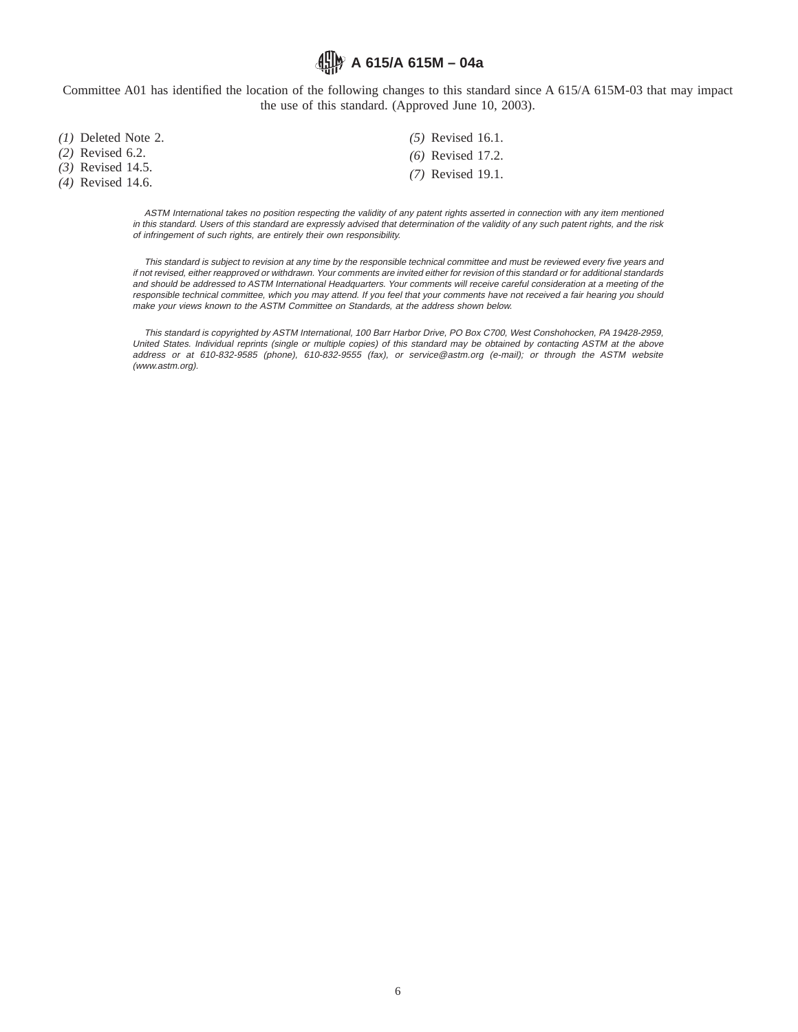Committee A01 has identified the location of the following changes to this standard since A 615/A 615M-03 that may impact the use of this standard. (Approved June 10, 2003).

*(1)* Deleted Note 2.
*(2)* Revised 6.2.
*(3)* Revised 14.5.
*(4)* Revised 14.6.
*(5)* Revised 16.1.
*(6)* Revised 17.2.
*(7)* Revised 19.1.

*ASTM International takes no position respecting the validity of any patent rights asserted in connection with any item mentioned in this standard. Users of this standard are expressly advised that determination of the validity of any such patent rights, and the risk of infringement of such rights, are entirely their own responsibility.*

*This standard is subject to revision at any time by the responsible technical committee and must be reviewed every five years and if not revised, either reapproved or withdrawn. Your comments are invited either for revision of this standard or for additional standards and should be addressed to ASTM International Headquarters. Your comments will receive careful consideration at a meeting of the responsible technical committee, which you may attend. If you feel that your comments have not received a fair hearing you should make your views known to the ASTM Committee on Standards, at the address shown below.*

*This standard is copyrighted by ASTM International, 100 Barr Harbor Drive, PO Box C700, West Conshohocken, PA 19428-2959, United States. Individual reprints (single or multiple copies) of this standard may be obtained by contacting ASTM at the above address or at 610-832-9585 (phone), 610-832-9555 (fax), or service@astm.org (e-mail); or through the ASTM website (www.astm.org).*